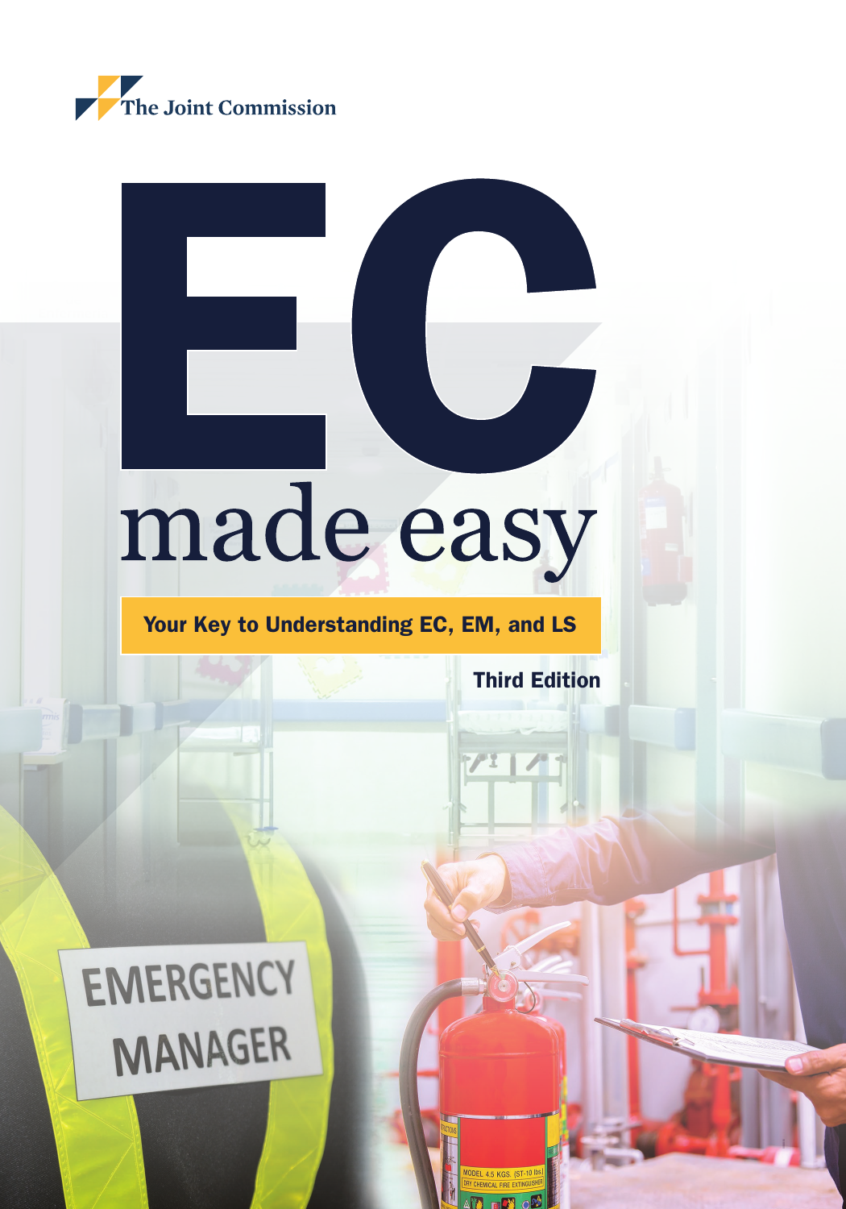The Joint Commission

# EC made easy

**Your Key to Understanding EC, EM, and LS**

**Third Edition**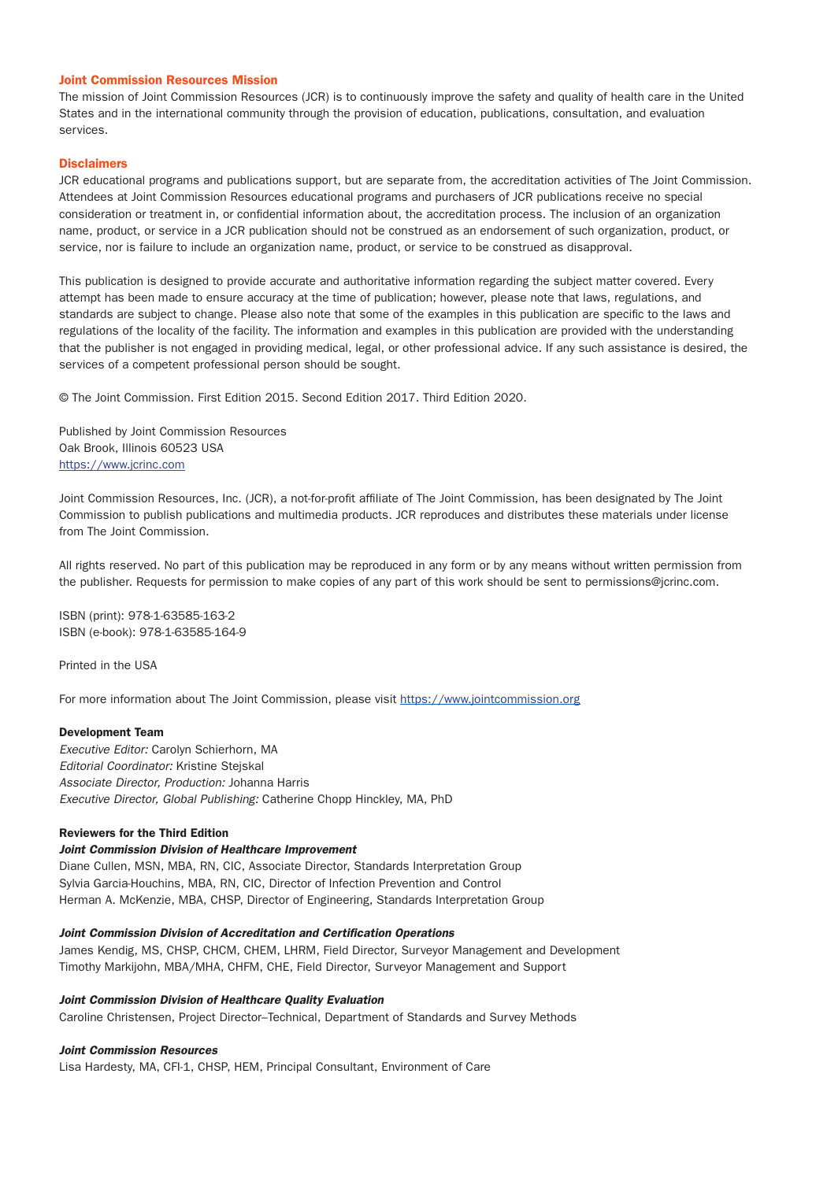## Joint Commission Resources Mission

The mission of Joint Commission Resources (JCR) is to continuously improve the safety and quality of health care in the United States and in the international community through the provision of education, publications, consultation, and evaluation services.

## Disclaimers

JCR educational programs and publications support, but are separate from, the accreditation activities of The Joint Commission. Attendees at Joint Commission Resources educational programs and purchasers of JCR publications receive no special consideration or treatment in, or confidential information about, the accreditation process. The inclusion of an organization name, product, or service in a JCR publication should not be construed as an endorsement of such organization, product, or service, nor is failure to include an organization name, product, or service to be construed as disapproval.

This publication is designed to provide accurate and authoritative information regarding the subject matter covered. Every attempt has been made to ensure accuracy at the time of publication; however, please note that laws, regulations, and standards are subject to change. Please also note that some of the examples in this publication are specific to the laws and regulations of the locality of the facility. The information and examples in this publication are provided with the understanding that the publisher is not engaged in providing medical, legal, or other professional advice. If any such assistance is desired, the services of a competent professional person should be sought.

© The Joint Commission. First Edition 2015. Second Edition 2017. Third Edition 2020.

Published by Joint Commission Resources
Oak Brook, Illinois 60523 USA
https://www.jcrinc.com

Joint Commission Resources, Inc. (JCR), a not-for-profit affiliate of The Joint Commission, has been designated by The Joint Commission to publish publications and multimedia products. JCR reproduces and distributes these materials under license from The Joint Commission.

All rights reserved. No part of this publication may be reproduced in any form or by any means without written permission from the publisher. Requests for permission to make copies of any part of this work should be sent to permissions@jcrinc.com.

ISBN (print): 978-1-63585-163-2
ISBN (e-book): 978-1-63585-164-9

Printed in the USA

For more information about The Joint Commission, please visit https://www.jointcommission.org

**Development Team**
*Executive Editor:* Carolyn Schierhorn, MA
*Editorial Coordinator:* Kristine Stejskal
*Associate Director, Production:* Johanna Harris
*Executive Director, Global Publishing:* Catherine Chopp Hinckley, MA, PhD

**Reviewers for the Third Edition**

***Joint Commission Division of Healthcare Improvement***
Diane Cullen, MSN, MBA, RN, CIC, Associate Director, Standards Interpretation Group
Sylvia Garcia-Houchins, MBA, RN, CIC, Director of Infection Prevention and Control
Herman A. McKenzie, MBA, CHSP, Director of Engineering, Standards Interpretation Group

***Joint Commission Division of Accreditation and Certification Operations***
James Kendig, MS, CHSP, CHCM, CHEM, LHRM, Field Director, Surveyor Management and Development
Timothy Markijohn, MBA/MHA, CHFM, CHE, Field Director, Surveyor Management and Support

***Joint Commission Division of Healthcare Quality Evaluation***
Caroline Christensen, Project Director–Technical, Department of Standards and Survey Methods

***Joint Commission Resources***
Lisa Hardesty, MA, CFI-1, CHSP, HEM, Principal Consultant, Environment of Care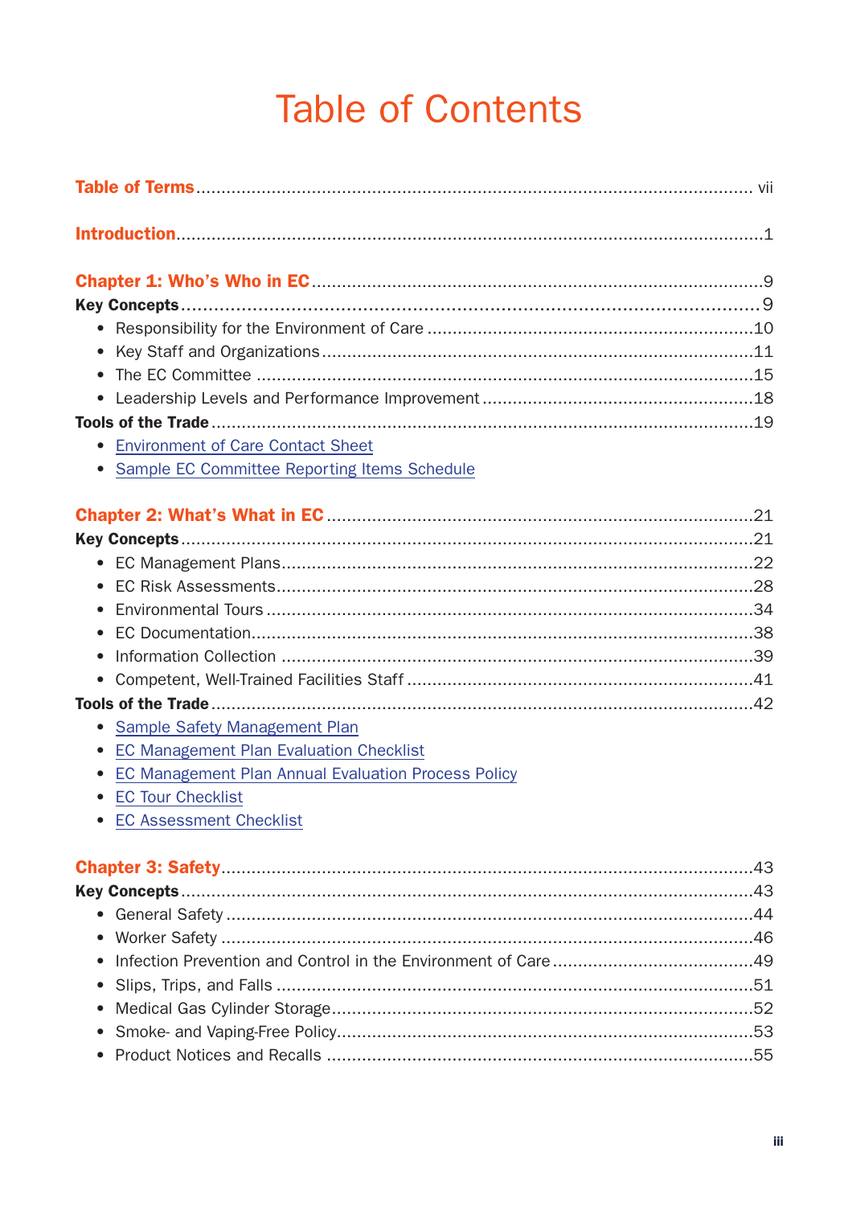# Table of Contents

**Table of Terms** ..... vii

**Introduction** ..... 1

**Chapter 1: Who's Who in EC** ..... 9

**Key Concepts** ..... 9

- Responsibility for the Environment of Care ..... 10
- Key Staff and Organizations ..... 11
- The EC Committee ..... 15
- Leadership Levels and Performance Improvement ..... 18

**Tools of the Trade** ..... 19

- Environment of Care Contact Sheet
- Sample EC Committee Reporting Items Schedule

**Chapter 2: What's What in EC** ..... 21

**Key Concepts** ..... 21

- EC Management Plans ..... 22
- EC Risk Assessments ..... 28
- Environmental Tours ..... 34
- EC Documentation ..... 38
- Information Collection ..... 39
- Competent, Well-Trained Facilities Staff ..... 41

**Tools of the Trade** ..... 42

- Sample Safety Management Plan
- EC Management Plan Evaluation Checklist
- EC Management Plan Annual Evaluation Process Policy
- EC Tour Checklist
- EC Assessment Checklist

**Chapter 3: Safety** ..... 43

**Key Concepts** ..... 43

- General Safety ..... 44
- Worker Safety ..... 46
- Infection Prevention and Control in the Environment of Care ..... 49
- Slips, Trips, and Falls ..... 51
- Medical Gas Cylinder Storage ..... 52
- Smoke- and Vaping-Free Policy ..... 53
- Product Notices and Recalls ..... 55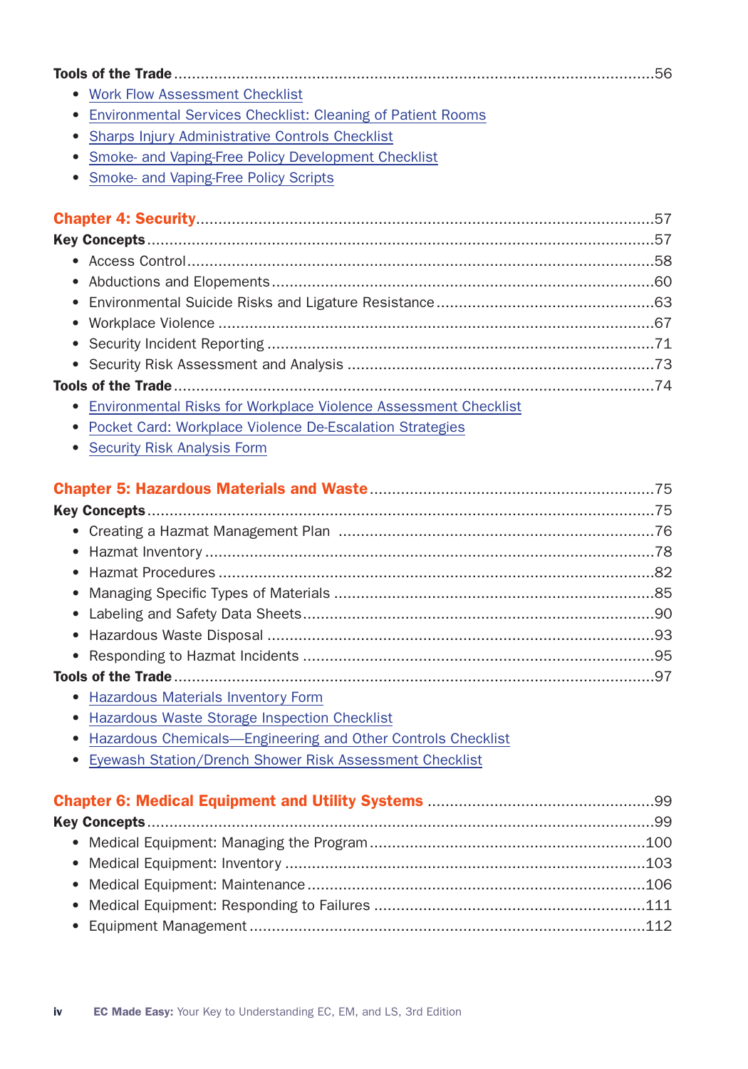**Tools of the Trade** ....................................................................................................56

- Work Flow Assessment Checklist
- Environmental Services Checklist: Cleaning of Patient Rooms
- Sharps Injury Administrative Controls Checklist
- Smoke- and Vaping-Free Policy Development Checklist
- Smoke- and Vaping-Free Policy Scripts

## Chapter 4: Security ....................................................................................................57

**Key Concepts** ....................................................................................................57

- Access Control ....................................................................................................58
- Abductions and Elopements ....................................................................................................60
- Environmental Suicide Risks and Ligature Resistance ....................................................................................................63
- Workplace Violence ....................................................................................................67
- Security Incident Reporting ....................................................................................................71
- Security Risk Assessment and Analysis ....................................................................................................73

**Tools of the Trade** ....................................................................................................74

- Environmental Risks for Workplace Violence Assessment Checklist
- Pocket Card: Workplace Violence De-Escalation Strategies
- Security Risk Analysis Form

## Chapter 5: Hazardous Materials and Waste ....................................................................................................75

**Key Concepts** ....................................................................................................75

- Creating a Hazmat Management Plan ....................................................................................................76
- Hazmat Inventory ....................................................................................................78
- Hazmat Procedures ....................................................................................................82
- Managing Specific Types of Materials ....................................................................................................85
- Labeling and Safety Data Sheets ....................................................................................................90
- Hazardous Waste Disposal ....................................................................................................93
- Responding to Hazmat Incidents ....................................................................................................95

**Tools of the Trade** ....................................................................................................97

- Hazardous Materials Inventory Form
- Hazardous Waste Storage Inspection Checklist
- Hazardous Chemicals—Engineering and Other Controls Checklist
- Eyewash Station/Drench Shower Risk Assessment Checklist

## Chapter 6: Medical Equipment and Utility Systems ....................................................................................................99

**Key Concepts** ....................................................................................................99

- Medical Equipment: Managing the Program ....................................................................................................100
- Medical Equipment: Inventory ....................................................................................................103
- Medical Equipment: Maintenance ....................................................................................................106
- Medical Equipment: Responding to Failures ....................................................................................................111
- Equipment Management ....................................................................................................112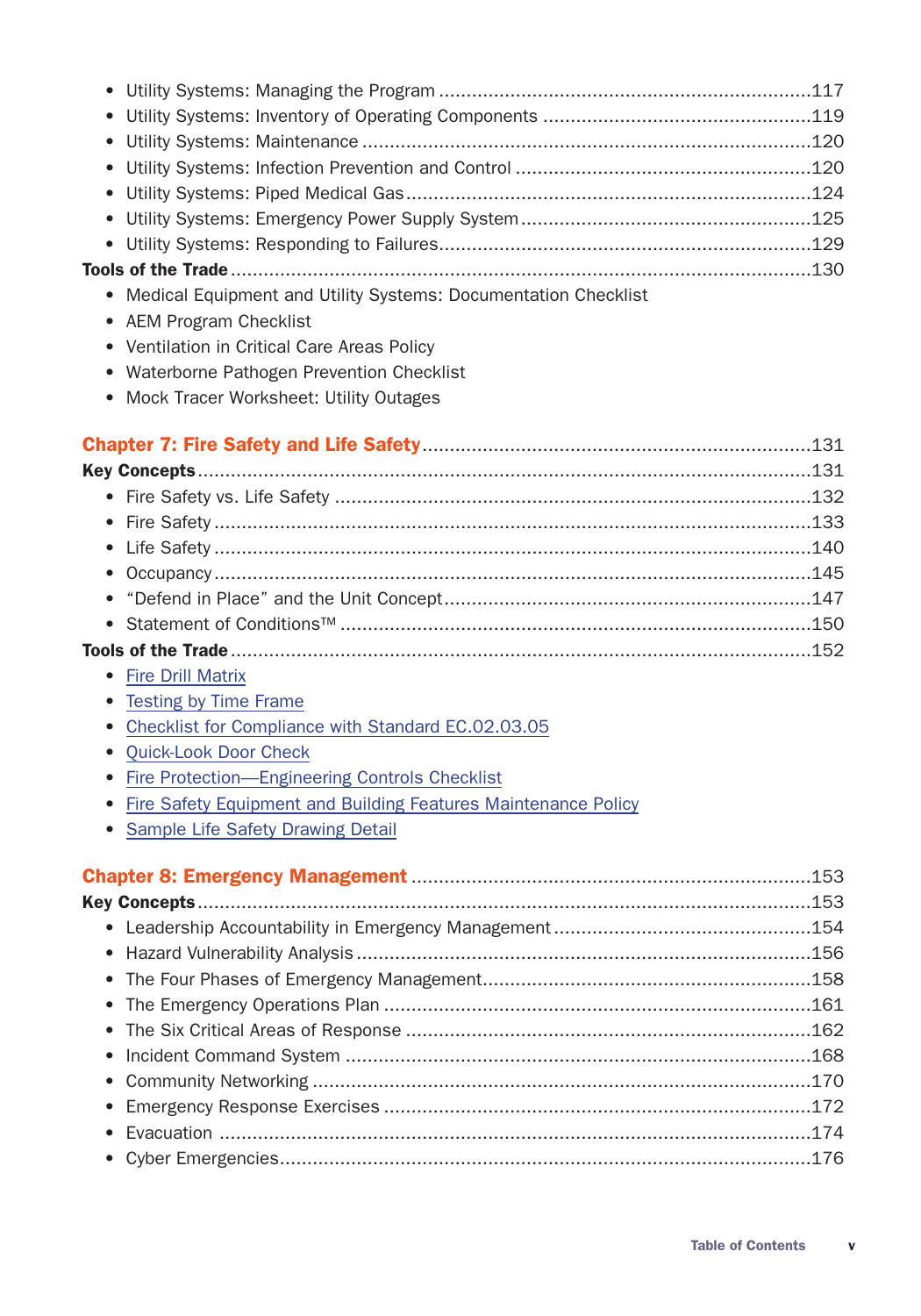- Utility Systems: Managing the Program ....................................................................117
- Utility Systems: Inventory of Operating Components .................................................119
- Utility Systems: Maintenance ..................................................................................120
- Utility Systems: Infection Prevention and Control ......................................................120
- Utility Systems: Piped Medical Gas ..........................................................................124
- Utility Systems: Emergency Power Supply System .....................................................125
- Utility Systems: Responding to Failures....................................................................129

**Tools of the Trade** ..........................................................................................................130

- Medical Equipment and Utility Systems: Documentation Checklist
- AEM Program Checklist
- Ventilation in Critical Care Areas Policy
- Waterborne Pathogen Prevention Checklist
- Mock Tracer Worksheet: Utility Outages

## Chapter 7: Fire Safety and Life Safety ......................................................................131

**Key Concepts** ................................................................................................................131

- Fire Safety vs. Life Safety .......................................................................................132
- Fire Safety ..............................................................................................................133
- Life Safety ..............................................................................................................140
- Occupancy .............................................................................................................145
- "Defend in Place" and the Unit Concept ...................................................................147
- Statement of Conditions™ .......................................................................................150

**Tools of the Trade** ..........................................................................................................152

- Fire Drill Matrix
- Testing by Time Frame
- Checklist for Compliance with Standard EC.02.03.05
- Quick-Look Door Check
- Fire Protection—Engineering Controls Checklist
- Fire Safety Equipment and Building Features Maintenance Policy
- Sample Life Safety Drawing Detail

## Chapter 8: Emergency Management ........................................................................153

**Key Concepts** ................................................................................................................153

- Leadership Accountability in Emergency Management ...............................................154
- Hazard Vulnerability Analysis ...................................................................................156
- The Four Phases of Emergency Management.............................................................158
- The Emergency Operations Plan ..............................................................................161
- The Six Critical Areas of Response ..........................................................................162
- Incident Command System .....................................................................................168
- Community Networking ...........................................................................................170
- Emergency Response Exercises ..............................................................................172
- Evacuation .............................................................................................................174
- Cyber Emergencies.................................................................................................176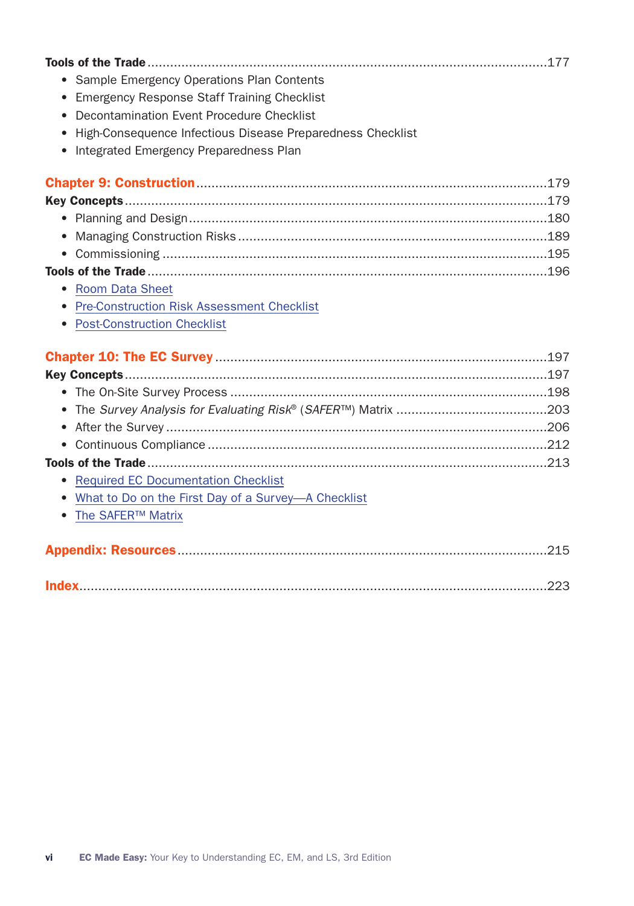**Tools of the Trade** ....................................................................................................177

- Sample Emergency Operations Plan Contents
- Emergency Response Staff Training Checklist
- Decontamination Event Procedure Checklist
- High-Consequence Infectious Disease Preparedness Checklist
- Integrated Emergency Preparedness Plan

## Chapter 9: Construction ..........................................................................................179

**Key Concepts** ...........................................................................................................179

- Planning and Design ..............................................................................................180
- Managing Construction Risks ................................................................................189
- Commissioning ......................................................................................................195

**Tools of the Trade** ....................................................................................................196

- Room Data Sheet
- Pre-Construction Risk Assessment Checklist
- Post-Construction Checklist

## Chapter 10: The EC Survey .......................................................................................197

**Key Concepts** ...........................................................................................................197

- The On-Site Survey Process ..................................................................................198
- The *Survey Analysis for Evaluating Risk*® (*SAFER*™) Matrix ........................................203
- After the Survey .....................................................................................................206
- Continuous Compliance ........................................................................................212

**Tools of the Trade** ....................................................................................................213

- Required EC Documentation Checklist
- What to Do on the First Day of a Survey—A Checklist
- The SAFER™ Matrix

## Appendix: Resources ...............................................................................................215

## Index ........................................................................................................................223